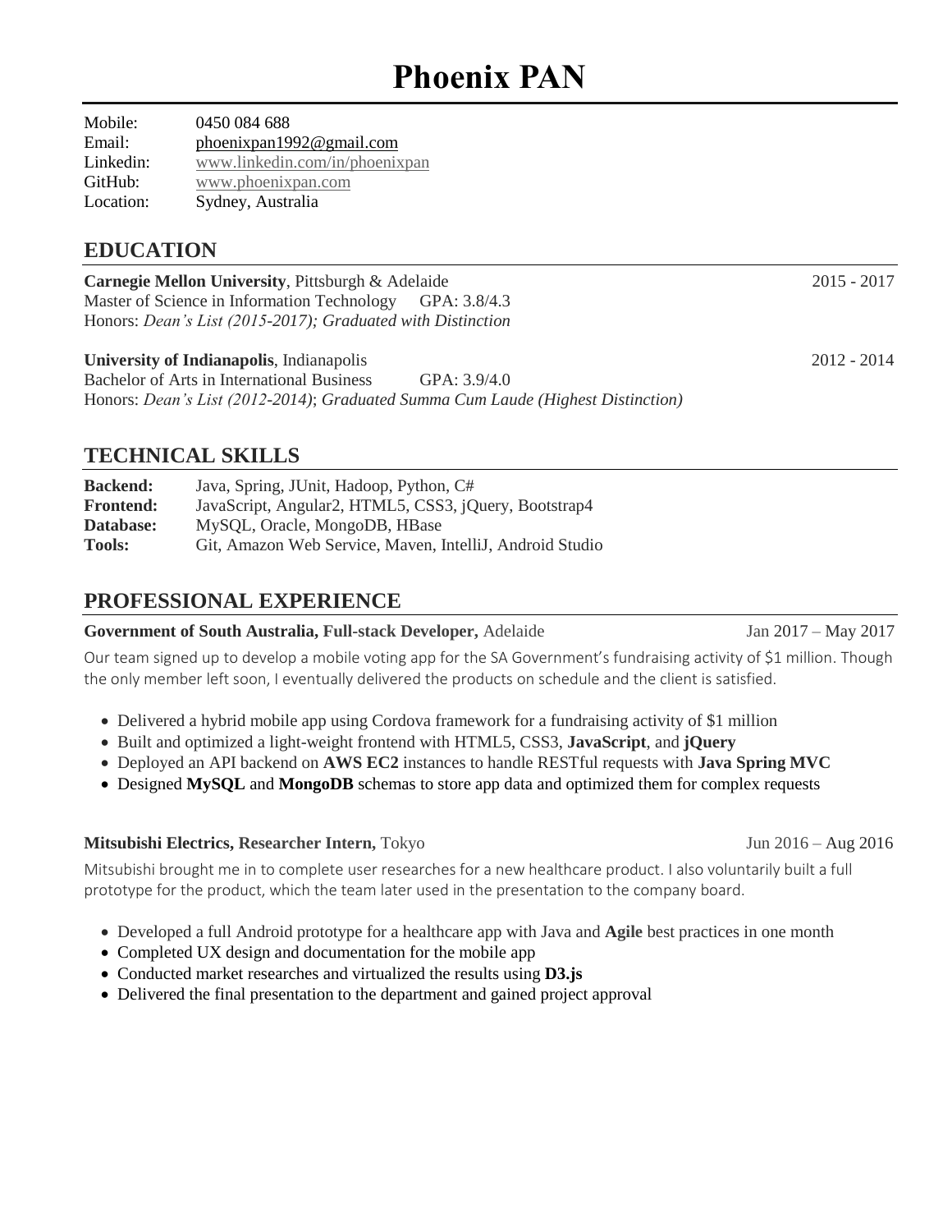# Phoenix PAN

| | |
|---|---|
| Mobile: | 0450 084 688 |
| Email: | phoenixpan1992@gmail.com |
| Linkedin: | www.linkedin.com/in/phoenixpan |
| GitHub: | www.phoenixpan.com |
| Location: | Sydney, Australia |

## EDUCATION

**Carnegie Mellon University**, Pittsburgh & Adelaide — 2015 - 2017
Master of Science in Information Technology   GPA: 3.8/4.3
Honors: *Dean's List (2015-2017); Graduated with Distinction*

**University of Indianapolis**, Indianapolis — 2012 - 2014
Bachelor of Arts in International Business   GPA: 3.9/4.0
Honors: *Dean's List (2012-2014)*; *Graduated Summa Cum Laude (Highest Distinction)*

## TECHNICAL SKILLS

| | |
|---|---|
| **Backend:** | Java, Spring, JUnit, Hadoop, Python, C# |
| **Frontend:** | JavaScript, Angular2, HTML5, CSS3, jQuery, Bootstrap4 |
| **Database:** | MySQL, Oracle, MongoDB, HBase |
| **Tools:** | Git, Amazon Web Service, Maven, IntelliJ, Android Studio |

## PROFESSIONAL EXPERIENCE

**Government of South Australia, Full-stack Developer,** Adelaide — Jan 2017 – May 2017

Our team signed up to develop a mobile voting app for the SA Government's fundraising activity of $1 million. Though the only member left soon, I eventually delivered the products on schedule and the client is satisfied.

- Delivered a hybrid mobile app using Cordova framework for a fundraising activity of $1 million
- Built and optimized a light-weight frontend with HTML5, CSS3, **JavaScript**, and **jQuery**
- Deployed an API backend on **AWS EC2** instances to handle RESTful requests with **Java Spring MVC**
- Designed **MySQL** and **MongoDB** schemas to store app data and optimized them for complex requests

**Mitsubishi Electrics, Researcher Intern,** Tokyo — Jun 2016 – Aug 2016

Mitsubishi brought me in to complete user researches for a new healthcare product. I also voluntarily built a full prototype for the product, which the team later used in the presentation to the company board.

- Developed a full Android prototype for a healthcare app with Java and **Agile** best practices in one month
- Completed UX design and documentation for the mobile app
- Conducted market researches and virtualized the results using **D3.js**
- Delivered the final presentation to the department and gained project approval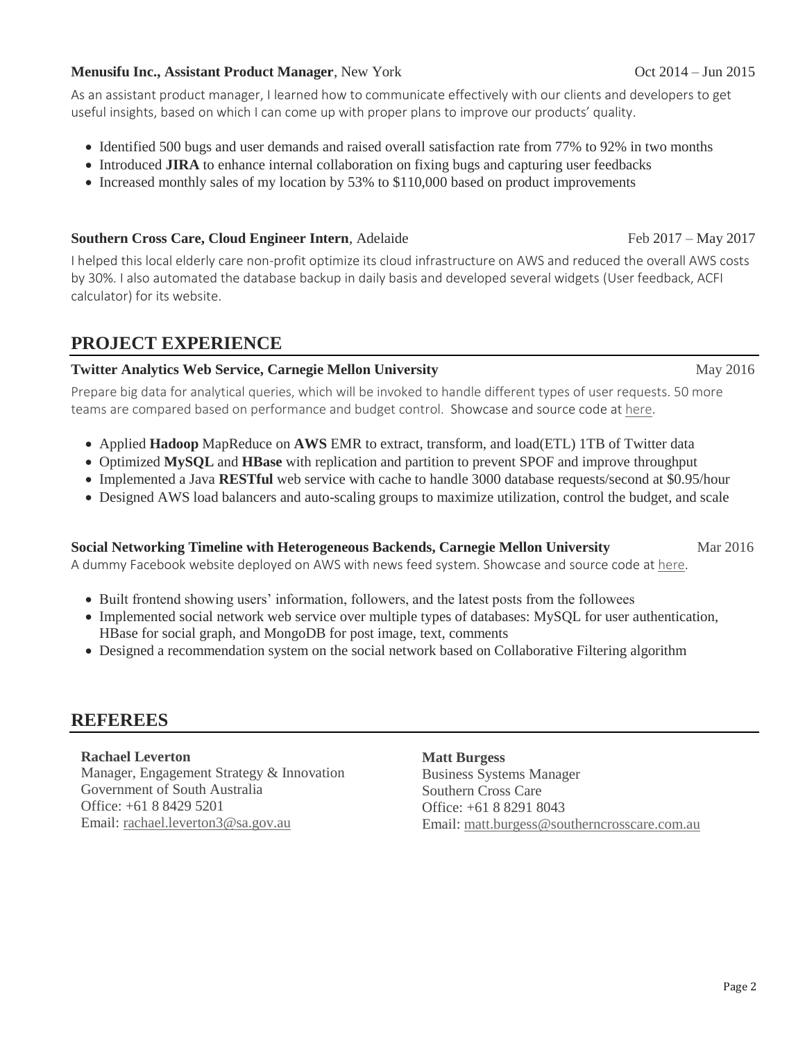**Menusifu Inc., Assistant Product Manager**, New York Oct 2014 – Jun 2015

As an assistant product manager, I learned how to communicate effectively with our clients and developers to get useful insights, based on which I can come up with proper plans to improve our products' quality.

- Identified 500 bugs and user demands and raised overall satisfaction rate from 77% to 92% in two months
- Introduced **JIRA** to enhance internal collaboration on fixing bugs and capturing user feedbacks
- Increased monthly sales of my location by 53% to $110,000 based on product improvements

**Southern Cross Care, Cloud Engineer Intern**, Adelaide Feb 2017 – May 2017

I helped this local elderly care non-profit optimize its cloud infrastructure on AWS and reduced the overall AWS costs by 30%. I also automated the database backup in daily basis and developed several widgets (User feedback, ACFI calculator) for its website.

## PROJECT EXPERIENCE

**Twitter Analytics Web Service, Carnegie Mellon University** May 2016

Prepare big data for analytical queries, which will be invoked to handle different types of user requests. 50 more teams are compared based on performance and budget control. Showcase and source code at here.

- Applied **Hadoop** MapReduce on **AWS** EMR to extract, transform, and load(ETL) 1TB of Twitter data
- Optimized **MySQL** and **HBase** with replication and partition to prevent SPOF and improve throughput
- Implemented a Java **RESTful** web service with cache to handle 3000 database requests/second at $0.95/hour
- Designed AWS load balancers and auto-scaling groups to maximize utilization, control the budget, and scale

**Social Networking Timeline with Heterogeneous Backends, Carnegie Mellon University** Mar 2016

A dummy Facebook website deployed on AWS with news feed system. Showcase and source code at here.

- Built frontend showing users' information, followers, and the latest posts from the followees
- Implemented social network web service over multiple types of databases: MySQL for user authentication, HBase for social graph, and MongoDB for post image, text, comments
- Designed a recommendation system on the social network based on Collaborative Filtering algorithm

## REFEREES

**Rachael Leverton**
Manager, Engagement Strategy & Innovation
Government of South Australia
Office: +61 8 8429 5201
Email: rachael.leverton3@sa.gov.au

**Matt Burgess**
Business Systems Manager
Southern Cross Care
Office: +61 8 8291 8043
Email: matt.burgess@southerncrosscare.com.au